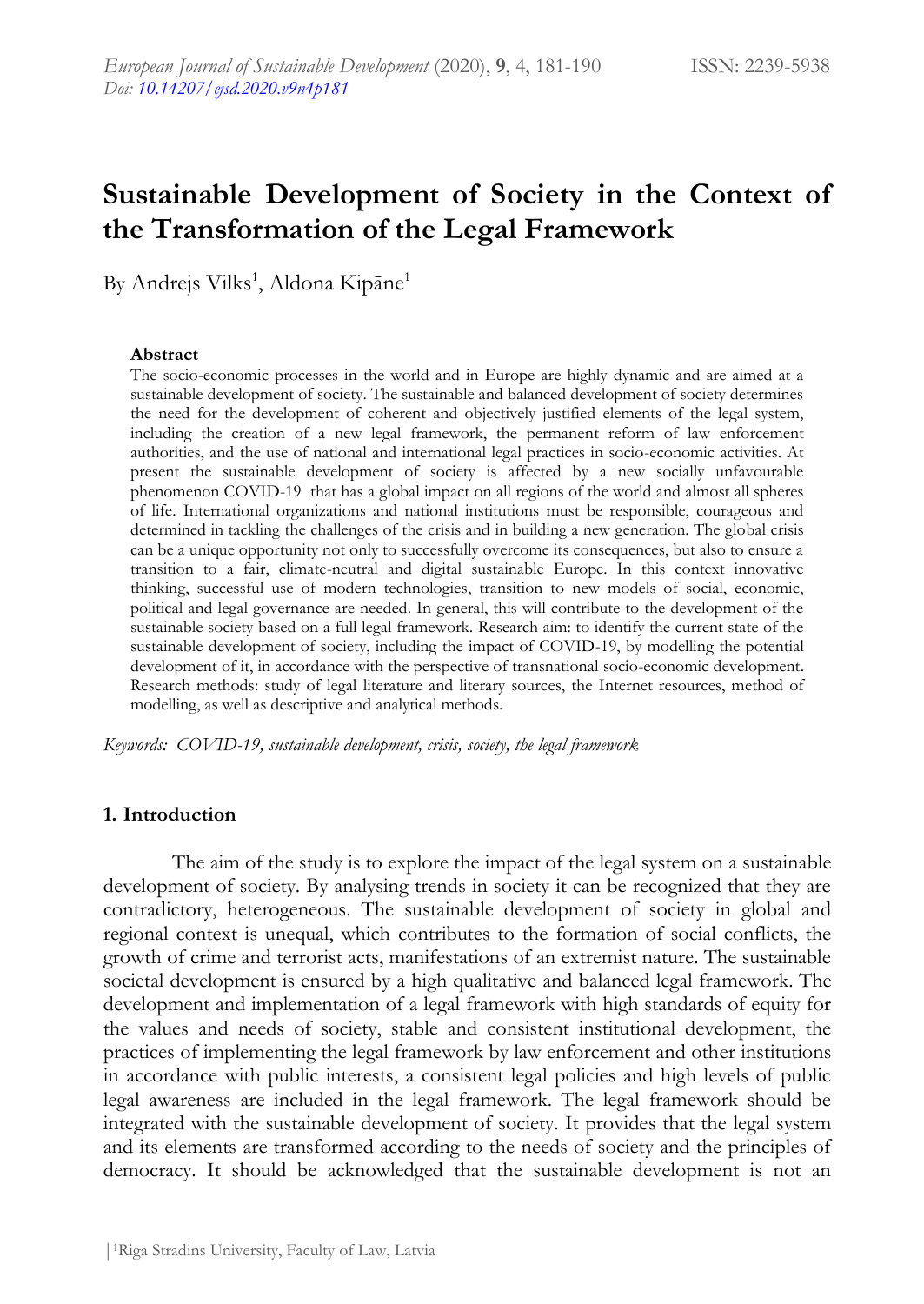# Sustainable Development of Society in the Context of the Transformation of the Legal Framework

By Andrejs Vilks[1], Aldona Kipāne[1]

### Abstract

The socio-economic processes in the world and in Europe are highly dynamic and are aimed at a sustainable development of society. The sustainable and balanced development of society determines the need for the development of coherent and objectively justified elements of the legal system, including the creation of a new legal framework, the permanent reform of law enforcement authorities, and the use of national and international legal practices in socio-economic activities. At present the sustainable development of society is affected by a new socially unfavourable phenomenon COVID-19 that has a global impact on all regions of the world and almost all spheres of life. International organizations and national institutions must be responsible, courageous and determined in tackling the challenges of the crisis and in building a new generation. The global crisis can be a unique opportunity not only to successfully overcome its consequences, but also to ensure a transition to a fair, climate-neutral and digital sustainable Europe. In this context innovative thinking, successful use of modern technologies, transition to new models of social, economic, political and legal governance are needed. In general, this will contribute to the development of the sustainable society based on a full legal framework. Research aim: to identify the current state of the sustainable development of society, including the impact of COVID-19, by modelling the potential development of it, in accordance with the perspective of transnational socio-economic development. Research methods: study of legal literature and literary sources, the Internet resources, method of modelling, as well as descriptive and analytical methods.

*Keywords: COVID-19, sustainable development, crisis, society, the legal framework*

## 1. Introduction

The aim of the study is to explore the impact of the legal system on a sustainable development of society. By analysing trends in society it can be recognized that they are contradictory, heterogeneous. The sustainable development of society in global and regional context is unequal, which contributes to the formation of social conflicts, the growth of crime and terrorist acts, manifestations of an extremist nature. The sustainable societal development is ensured by a high qualitative and balanced legal framework. The development and implementation of a legal framework with high standards of equity for the values and needs of society, stable and consistent institutional development, the practices of implementing the legal framework by law enforcement and other institutions in accordance with public interests, a consistent legal policies and high levels of public legal awareness are included in the legal framework. The legal framework should be integrated with the sustainable development of society. It provides that the legal system and its elements are transformed according to the needs of society and the principles of democracy. It should be acknowledged that the sustainable development is not an

[1]Riga Stradins University, Faculty of Law, Latvia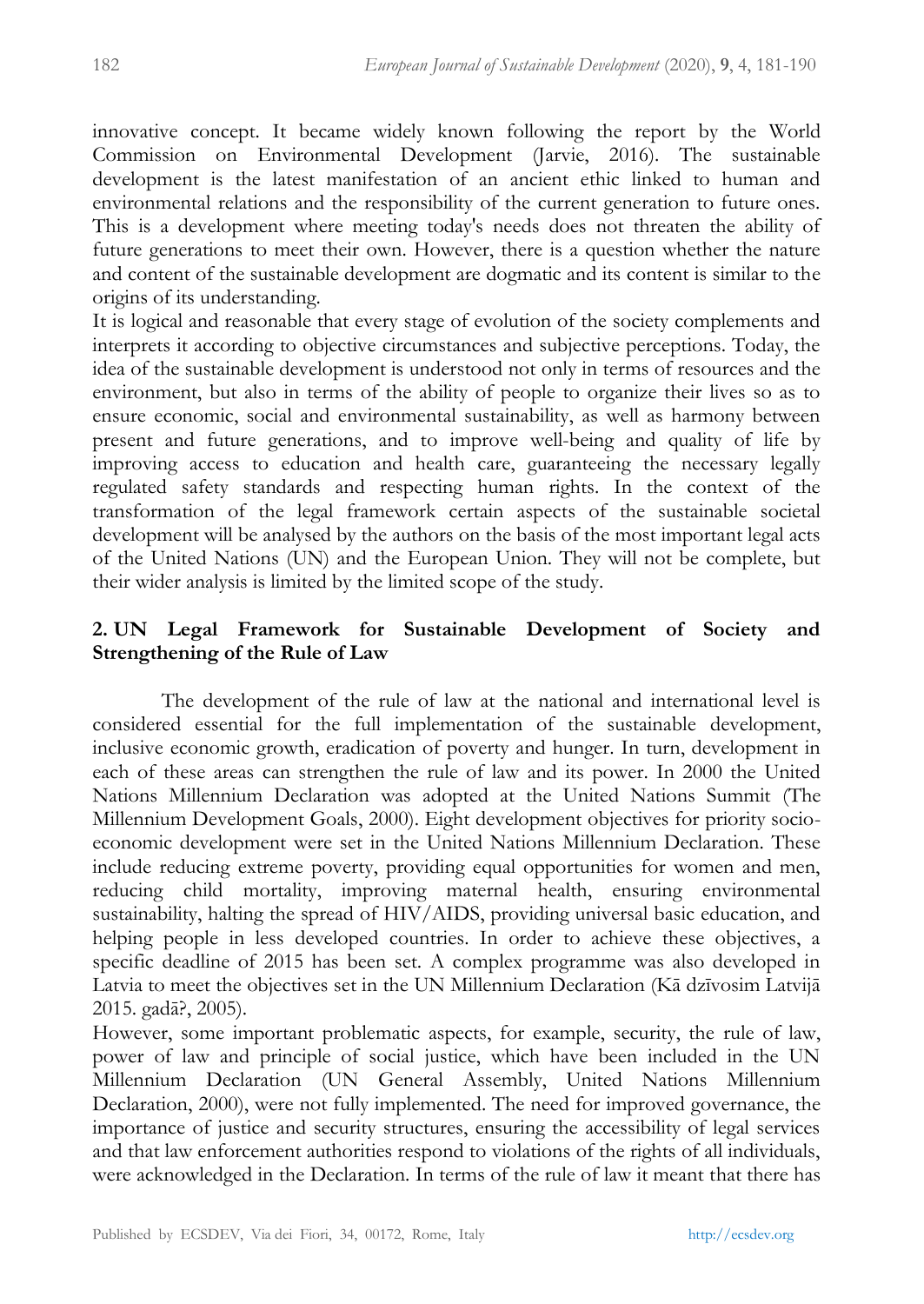innovative concept. It became widely known following the report by the World Commission on Environmental Development (Jarvie, 2016). The sustainable development is the latest manifestation of an ancient ethic linked to human and environmental relations and the responsibility of the current generation to future ones. This is a development where meeting today's needs does not threaten the ability of future generations to meet their own. However, there is a question whether the nature and content of the sustainable development are dogmatic and its content is similar to the origins of its understanding.

It is logical and reasonable that every stage of evolution of the society complements and interprets it according to objective circumstances and subjective perceptions. Today, the idea of the sustainable development is understood not only in terms of resources and the environment, but also in terms of the ability of people to organize their lives so as to ensure economic, social and environmental sustainability, as well as harmony between present and future generations, and to improve well-being and quality of life by improving access to education and health care, guaranteeing the necessary legally regulated safety standards and respecting human rights. In the context of the transformation of the legal framework certain aspects of the sustainable societal development will be analysed by the authors on the basis of the most important legal acts of the United Nations (UN) and the European Union. They will not be complete, but their wider analysis is limited by the limited scope of the study.

## 2. UN Legal Framework for Sustainable Development of Society and Strengthening of the Rule of Law

The development of the rule of law at the national and international level is considered essential for the full implementation of the sustainable development, inclusive economic growth, eradication of poverty and hunger. In turn, development in each of these areas can strengthen the rule of law and its power. In 2000 the United Nations Millennium Declaration was adopted at the United Nations Summit (The Millennium Development Goals, 2000). Eight development objectives for priority socio-economic development were set in the United Nations Millennium Declaration. These include reducing extreme poverty, providing equal opportunities for women and men, reducing child mortality, improving maternal health, ensuring environmental sustainability, halting the spread of HIV/AIDS, providing universal basic education, and helping people in less developed countries. In order to achieve these objectives, a specific deadline of 2015 has been set. A complex programme was also developed in Latvia to meet the objectives set in the UN Millennium Declaration (Kā dzīvosim Latvijā 2015. gadā?, 2005).

However, some important problematic aspects, for example, security, the rule of law, power of law and principle of social justice, which have been included in the UN Millennium Declaration (UN General Assembly, United Nations Millennium Declaration, 2000), were not fully implemented. The need for improved governance, the importance of justice and security structures, ensuring the accessibility of legal services and that law enforcement authorities respond to violations of the rights of all individuals, were acknowledged in the Declaration. In terms of the rule of law it meant that there has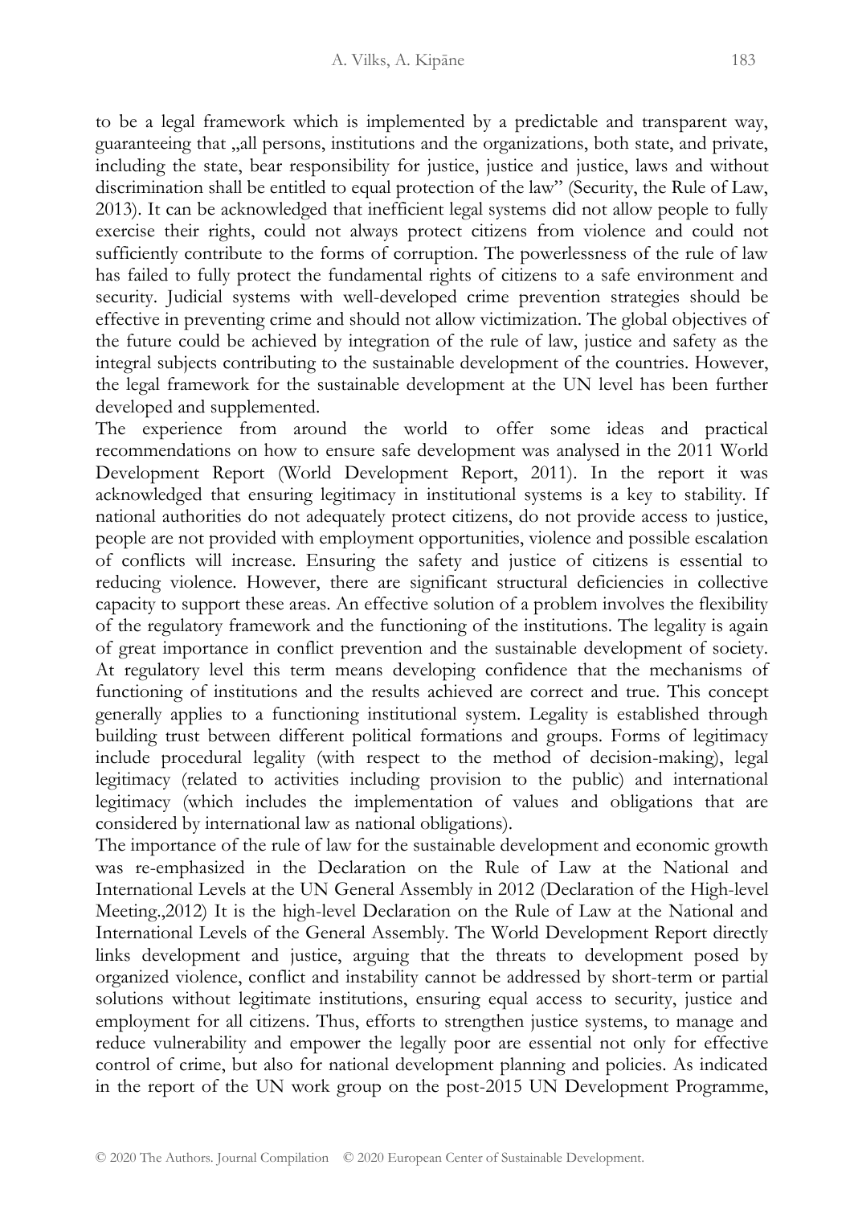to be a legal framework which is implemented by a predictable and transparent way, guaranteeing that „all persons, institutions and the organizations, both state, and private, including the state, bear responsibility for justice, justice and justice, laws and without discrimination shall be entitled to equal protection of the law" (Security, the Rule of Law, 2013). It can be acknowledged that inefficient legal systems did not allow people to fully exercise their rights, could not always protect citizens from violence and could not sufficiently contribute to the forms of corruption. The powerlessness of the rule of law has failed to fully protect the fundamental rights of citizens to a safe environment and security. Judicial systems with well-developed crime prevention strategies should be effective in preventing crime and should not allow victimization. The global objectives of the future could be achieved by integration of the rule of law, justice and safety as the integral subjects contributing to the sustainable development of the countries. However, the legal framework for the sustainable development at the UN level has been further developed and supplemented.

The experience from around the world to offer some ideas and practical recommendations on how to ensure safe development was analysed in the 2011 World Development Report (World Development Report, 2011). In the report it was acknowledged that ensuring legitimacy in institutional systems is a key to stability. If national authorities do not adequately protect citizens, do not provide access to justice, people are not provided with employment opportunities, violence and possible escalation of conflicts will increase. Ensuring the safety and justice of citizens is essential to reducing violence. However, there are significant structural deficiencies in collective capacity to support these areas. An effective solution of a problem involves the flexibility of the regulatory framework and the functioning of the institutions. The legality is again of great importance in conflict prevention and the sustainable development of society. At regulatory level this term means developing confidence that the mechanisms of functioning of institutions and the results achieved are correct and true. This concept generally applies to a functioning institutional system. Legality is established through building trust between different political formations and groups. Forms of legitimacy include procedural legality (with respect to the method of decision-making), legal legitimacy (related to activities including provision to the public) and international legitimacy (which includes the implementation of values and obligations that are considered by international law as national obligations).

The importance of the rule of law for the sustainable development and economic growth was re-emphasized in the Declaration on the Rule of Law at the National and International Levels at the UN General Assembly in 2012 (Declaration of the High-level Meeting.,2012) It is the high-level Declaration on the Rule of Law at the National and International Levels of the General Assembly. The World Development Report directly links development and justice, arguing that the threats to development posed by organized violence, conflict and instability cannot be addressed by short-term or partial solutions without legitimate institutions, ensuring equal access to security, justice and employment for all citizens. Thus, efforts to strengthen justice systems, to manage and reduce vulnerability and empower the legally poor are essential not only for effective control of crime, but also for national development planning and policies. As indicated in the report of the UN work group on the post-2015 UN Development Programme,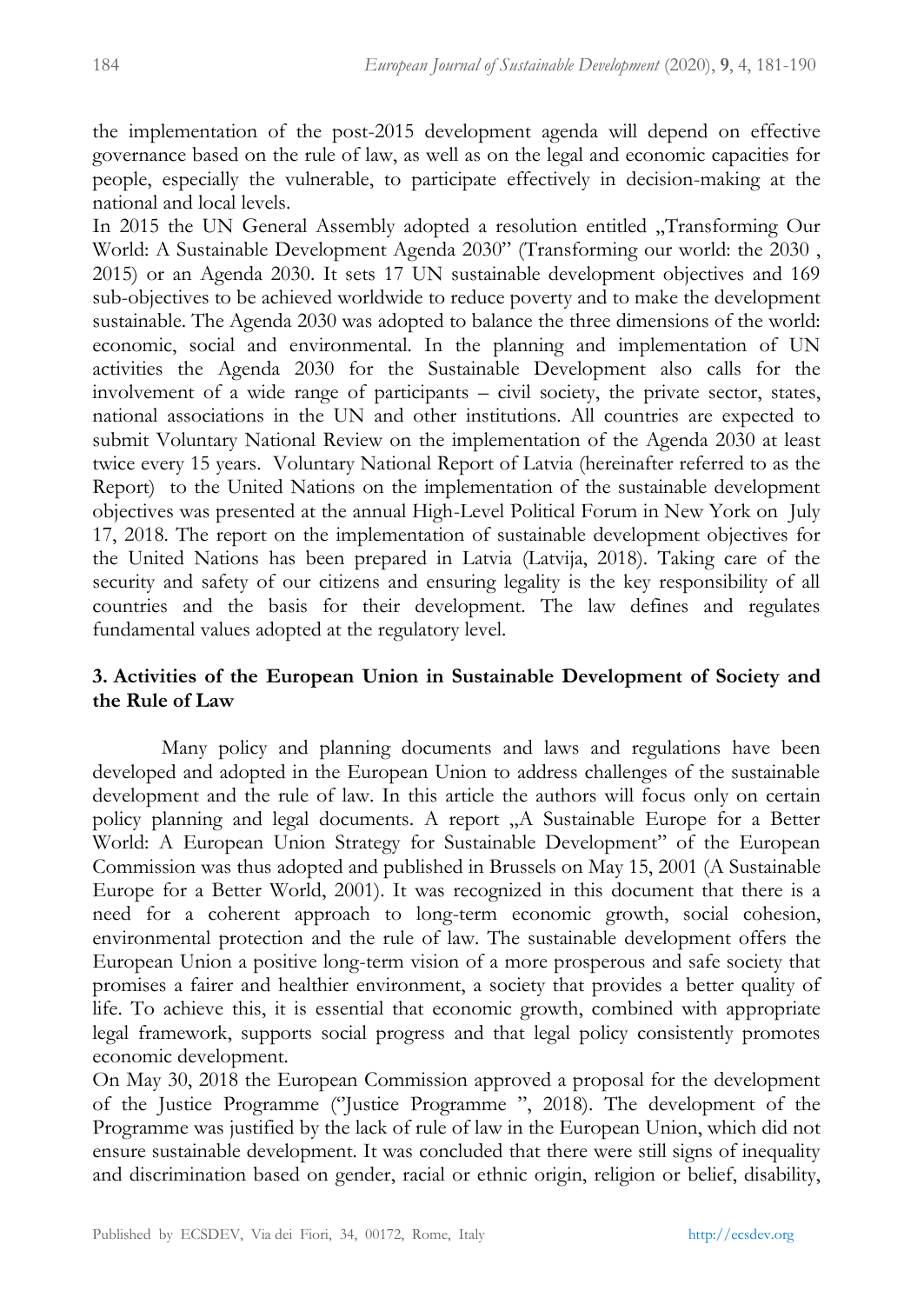the implementation of the post-2015 development agenda will depend on effective governance based on the rule of law, as well as on the legal and economic capacities for people, especially the vulnerable, to participate effectively in decision-making at the national and local levels.

In 2015 the UN General Assembly adopted a resolution entitled „Transforming Our World: A Sustainable Development Agenda 2030" (Transforming our world: the 2030 , 2015) or an Agenda 2030. It sets 17 UN sustainable development objectives and 169 sub-objectives to be achieved worldwide to reduce poverty and to make the development sustainable. The Agenda 2030 was adopted to balance the three dimensions of the world: economic, social and environmental. In the planning and implementation of UN activities the Agenda 2030 for the Sustainable Development also calls for the involvement of a wide range of participants – civil society, the private sector, states, national associations in the UN and other institutions. All countries are expected to submit Voluntary National Review on the implementation of the Agenda 2030 at least twice every 15 years. Voluntary National Report of Latvia (hereinafter referred to as the Report) to the United Nations on the implementation of the sustainable development objectives was presented at the annual High-Level Political Forum in New York on July 17, 2018. The report on the implementation of sustainable development objectives for the United Nations has been prepared in Latvia (Latvija, 2018). Taking care of the security and safety of our citizens and ensuring legality is the key responsibility of all countries and the basis for their development. The law defines and regulates fundamental values adopted at the regulatory level.

## 3. Activities of the European Union in Sustainable Development of Society and the Rule of Law

Many policy and planning documents and laws and regulations have been developed and adopted in the European Union to address challenges of the sustainable development and the rule of law. In this article the authors will focus only on certain policy planning and legal documents. A report „A Sustainable Europe for a Better World: A European Union Strategy for Sustainable Development" of the European Commission was thus adopted and published in Brussels on May 15, 2001 (A Sustainable Europe for a Better World, 2001). It was recognized in this document that there is a need for a coherent approach to long-term economic growth, social cohesion, environmental protection and the rule of law. The sustainable development offers the European Union a positive long-term vision of a more prosperous and safe society that promises a fairer and healthier environment, a society that provides a better quality of life. To achieve this, it is essential that economic growth, combined with appropriate legal framework, supports social progress and that legal policy consistently promotes economic development.

On May 30, 2018 the European Commission approved a proposal for the development of the Justice Programme ("Justice Programme ", 2018). The development of the Programme was justified by the lack of rule of law in the European Union, which did not ensure sustainable development. It was concluded that there were still signs of inequality and discrimination based on gender, racial or ethnic origin, religion or belief, disability,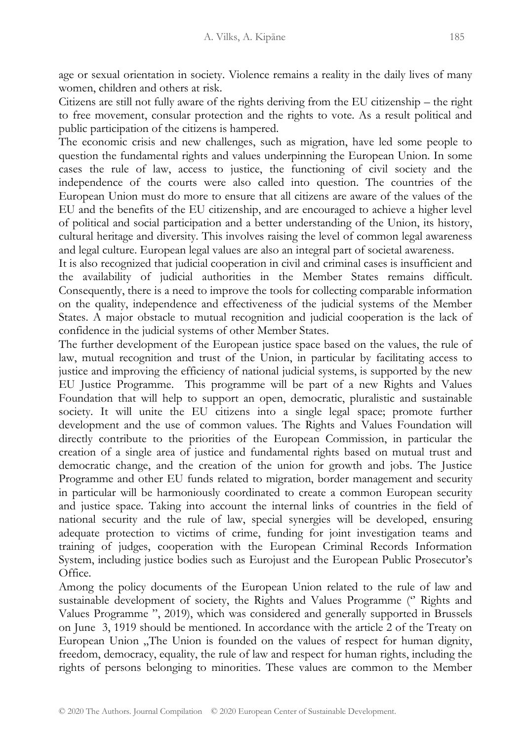age or sexual orientation in society. Violence remains a reality in the daily lives of many women, children and others at risk.

Citizens are still not fully aware of the rights deriving from the EU citizenship – the right to free movement, consular protection and the rights to vote. As a result political and public participation of the citizens is hampered.

The economic crisis and new challenges, such as migration, have led some people to question the fundamental rights and values underpinning the European Union. In some cases the rule of law, access to justice, the functioning of civil society and the independence of the courts were also called into question. The countries of the European Union must do more to ensure that all citizens are aware of the values of the EU and the benefits of the EU citizenship, and are encouraged to achieve a higher level of political and social participation and a better understanding of the Union, its history, cultural heritage and diversity. This involves raising the level of common legal awareness and legal culture. European legal values are also an integral part of societal awareness.

It is also recognized that judicial cooperation in civil and criminal cases is insufficient and the availability of judicial authorities in the Member States remains difficult. Consequently, there is a need to improve the tools for collecting comparable information on the quality, independence and effectiveness of the judicial systems of the Member States. A major obstacle to mutual recognition and judicial cooperation is the lack of confidence in the judicial systems of other Member States.

The further development of the European justice space based on the values, the rule of law, mutual recognition and trust of the Union, in particular by facilitating access to justice and improving the efficiency of national judicial systems, is supported by the new EU Justice Programme. This programme will be part of a new Rights and Values Foundation that will help to support an open, democratic, pluralistic and sustainable society. It will unite the EU citizens into a single legal space; promote further development and the use of common values. The Rights and Values Foundation will directly contribute to the priorities of the European Commission, in particular the creation of a single area of justice and fundamental rights based on mutual trust and democratic change, and the creation of the union for growth and jobs. The Justice Programme and other EU funds related to migration, border management and security in particular will be harmoniously coordinated to create a common European security and justice space. Taking into account the internal links of countries in the field of national security and the rule of law, special synergies will be developed, ensuring adequate protection to victims of crime, funding for joint investigation teams and training of judges, cooperation with the European Criminal Records Information System, including justice bodies such as Eurojust and the European Public Prosecutor's Office.

Among the policy documents of the European Union related to the rule of law and sustainable development of society, the Rights and Values Programme (" Rights and Values Programme ", 2019), which was considered and generally supported in Brussels on June 3, 1919 should be mentioned. In accordance with the article 2 of the Treaty on European Union „The Union is founded on the values of respect for human dignity, freedom, democracy, equality, the rule of law and respect for human rights, including the rights of persons belonging to minorities. These values are common to the Member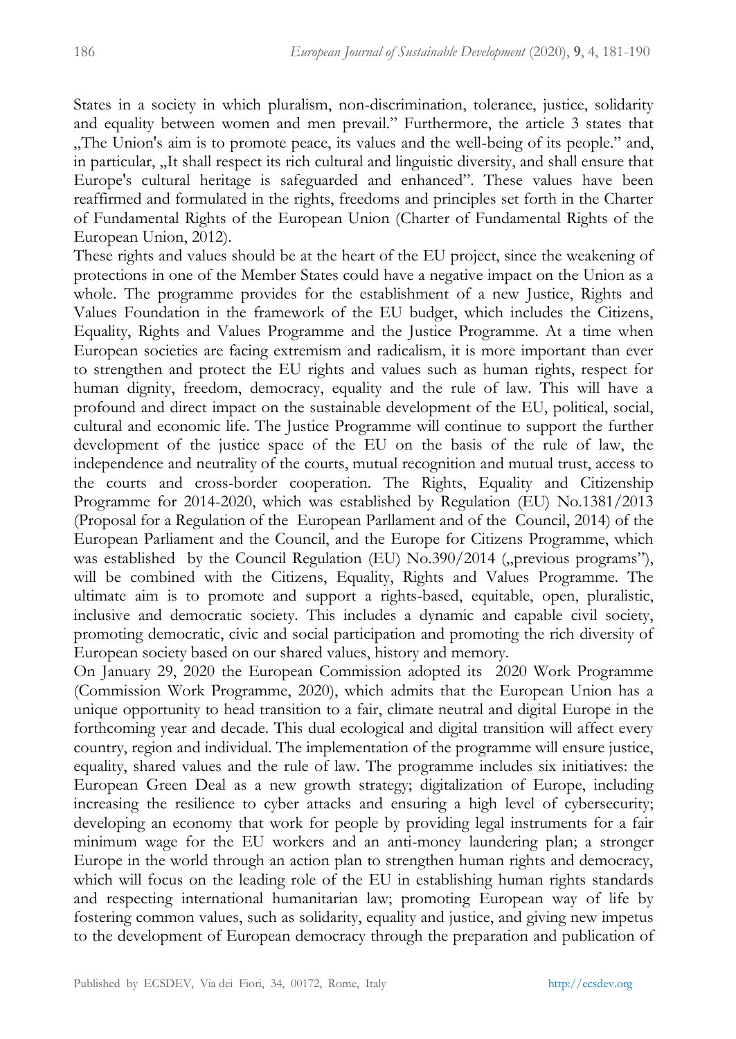States in a society in which pluralism, non-discrimination, tolerance, justice, solidarity and equality between women and men prevail." Furthermore, the article 3 states that „The Union's aim is to promote peace, its values and the well-being of its people." and, in particular, „It shall respect its rich cultural and linguistic diversity, and shall ensure that Europe's cultural heritage is safeguarded and enhanced". These values have been reaffirmed and formulated in the rights, freedoms and principles set forth in the Charter of Fundamental Rights of the European Union (Charter of Fundamental Rights of the European Union, 2012).

These rights and values should be at the heart of the EU project, since the weakening of protections in one of the Member States could have a negative impact on the Union as a whole. The programme provides for the establishment of a new Justice, Rights and Values Foundation in the framework of the EU budget, which includes the Citizens, Equality, Rights and Values Programme and the Justice Programme. At a time when European societies are facing extremism and radicalism, it is more important than ever to strengthen and protect the EU rights and values such as human rights, respect for human dignity, freedom, democracy, equality and the rule of law. This will have a profound and direct impact on the sustainable development of the EU, political, social, cultural and economic life. The Justice Programme will continue to support the further development of the justice space of the EU on the basis of the rule of law, the independence and neutrality of the courts, mutual recognition and mutual trust, access to the courts and cross-border cooperation. The Rights, Equality and Citizenship Programme for 2014-2020, which was established by Regulation (EU) No.1381/2013 (Proposal for a Regulation of the European Parllament and of the Council, 2014) of the European Parliament and the Council, and the Europe for Citizens Programme, which was established by the Council Regulation (EU) No.390/2014 („previous programs"), will be combined with the Citizens, Equality, Rights and Values Programme. The ultimate aim is to promote and support a rights-based, equitable, open, pluralistic, inclusive and democratic society. This includes a dynamic and capable civil society, promoting democratic, civic and social participation and promoting the rich diversity of European society based on our shared values, history and memory.

On January 29, 2020 the European Commission adopted its 2020 Work Programme (Commission Work Programme, 2020), which admits that the European Union has a unique opportunity to head transition to a fair, climate neutral and digital Europe in the forthcoming year and decade. This dual ecological and digital transition will affect every country, region and individual. The implementation of the programme will ensure justice, equality, shared values and the rule of law. The programme includes six initiatives: the European Green Deal as a new growth strategy; digitalization of Europe, including increasing the resilience to cyber attacks and ensuring a high level of cybersecurity; developing an economy that work for people by providing legal instruments for a fair minimum wage for the EU workers and an anti-money laundering plan; a stronger Europe in the world through an action plan to strengthen human rights and democracy, which will focus on the leading role of the EU in establishing human rights standards and respecting international humanitarian law; promoting European way of life by fostering common values, such as solidarity, equality and justice, and giving new impetus to the development of European democracy through the preparation and publication of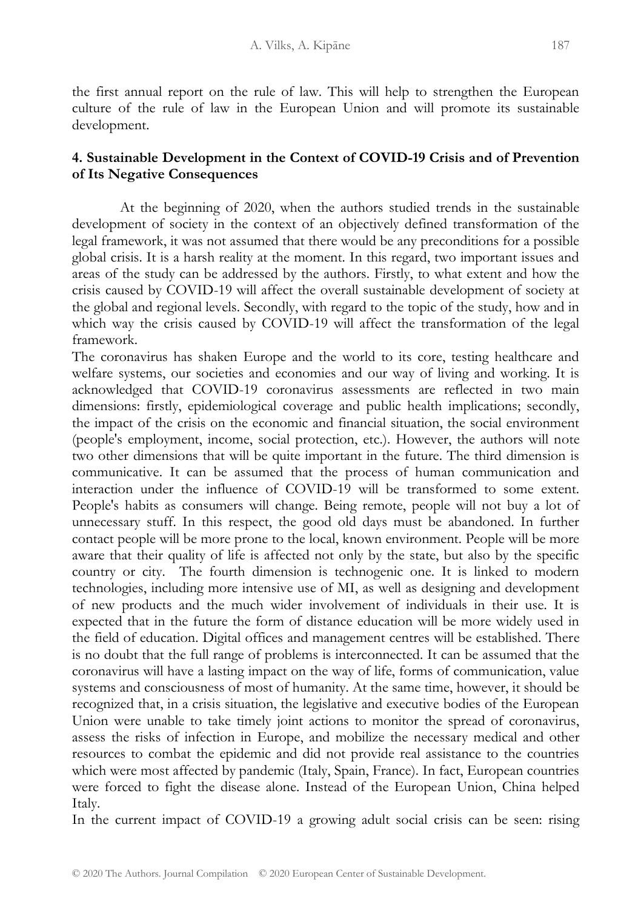the first annual report on the rule of law. This will help to strengthen the European culture of the rule of law in the European Union and will promote its sustainable development.

## 4. Sustainable Development in the Context of COVID-19 Crisis and of Prevention of Its Negative Consequences

At the beginning of 2020, when the authors studied trends in the sustainable development of society in the context of an objectively defined transformation of the legal framework, it was not assumed that there would be any preconditions for a possible global crisis. It is a harsh reality at the moment. In this regard, two important issues and areas of the study can be addressed by the authors. Firstly, to what extent and how the crisis caused by COVID-19 will affect the overall sustainable development of society at the global and regional levels. Secondly, with regard to the topic of the study, how and in which way the crisis caused by COVID-19 will affect the transformation of the legal framework.

The coronavirus has shaken Europe and the world to its core, testing healthcare and welfare systems, our societies and economies and our way of living and working. It is acknowledged that COVID-19 coronavirus assessments are reflected in two main dimensions: firstly, epidemiological coverage and public health implications; secondly, the impact of the crisis on the economic and financial situation, the social environment (people's employment, income, social protection, etc.). However, the authors will note two other dimensions that will be quite important in the future. The third dimension is communicative. It can be assumed that the process of human communication and interaction under the influence of COVID-19 will be transformed to some extent. People's habits as consumers will change. Being remote, people will not buy a lot of unnecessary stuff. In this respect, the good old days must be abandoned. In further contact people will be more prone to the local, known environment. People will be more aware that their quality of life is affected not only by the state, but also by the specific country or city. The fourth dimension is technogenic one. It is linked to modern technologies, including more intensive use of MI, as well as designing and development of new products and the much wider involvement of individuals in their use. It is expected that in the future the form of distance education will be more widely used in the field of education. Digital offices and management centres will be established. There is no doubt that the full range of problems is interconnected. It can be assumed that the coronavirus will have a lasting impact on the way of life, forms of communication, value systems and consciousness of most of humanity. At the same time, however, it should be recognized that, in a crisis situation, the legislative and executive bodies of the European Union were unable to take timely joint actions to monitor the spread of coronavirus, assess the risks of infection in Europe, and mobilize the necessary medical and other resources to combat the epidemic and did not provide real assistance to the countries which were most affected by pandemic (Italy, Spain, France). In fact, European countries were forced to fight the disease alone. Instead of the European Union, China helped Italy.

In the current impact of COVID-19 a growing adult social crisis can be seen: rising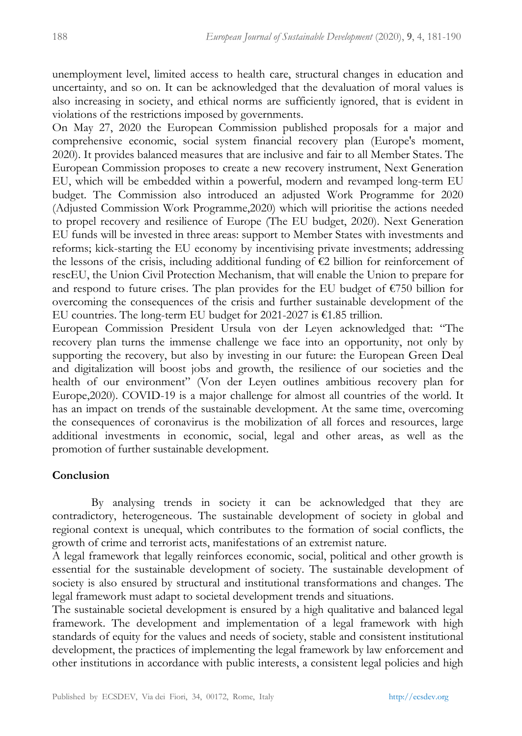unemployment level, limited access to health care, structural changes in education and uncertainty, and so on. It can be acknowledged that the devaluation of moral values is also increasing in society, and ethical norms are sufficiently ignored, that is evident in violations of the restrictions imposed by governments.

On May 27, 2020 the European Commission published proposals for a major and comprehensive economic, social system financial recovery plan (Europe's moment, 2020). It provides balanced measures that are inclusive and fair to all Member States. The European Commission proposes to create a new recovery instrument, Next Generation EU, which will be embedded within a powerful, modern and revamped long-term EU budget. The Commission also introduced an adjusted Work Programme for 2020 (Adjusted Commission Work Programme,2020) which will prioritise the actions needed to propel recovery and resilience of Europe (The EU budget, 2020). Next Generation EU funds will be invested in three areas: support to Member States with investments and reforms; kick-starting the EU economy by incentivising private investments; addressing the lessons of the crisis, including additional funding of €2 billion for reinforcement of rescEU, the Union Civil Protection Mechanism, that will enable the Union to prepare for and respond to future crises. The plan provides for the EU budget of €750 billion for overcoming the consequences of the crisis and further sustainable development of the EU countries. The long-term EU budget for 2021-2027 is €1.85 trillion.

European Commission President Ursula von der Leyen acknowledged that: "The recovery plan turns the immense challenge we face into an opportunity, not only by supporting the recovery, but also by investing in our future: the European Green Deal and digitalization will boost jobs and growth, the resilience of our societies and the health of our environment" (Von der Leyen outlines ambitious recovery plan for Europe,2020). COVID-19 is a major challenge for almost all countries of the world. It has an impact on trends of the sustainable development. At the same time, overcoming the consequences of coronavirus is the mobilization of all forces and resources, large additional investments in economic, social, legal and other areas, as well as the promotion of further sustainable development.

## Conclusion

By analysing trends in society it can be acknowledged that they are contradictory, heterogeneous. The sustainable development of society in global and regional context is unequal, which contributes to the formation of social conflicts, the growth of crime and terrorist acts, manifestations of an extremist nature.

A legal framework that legally reinforces economic, social, political and other growth is essential for the sustainable development of society. The sustainable development of society is also ensured by structural and institutional transformations and changes. The legal framework must adapt to societal development trends and situations.

The sustainable societal development is ensured by a high qualitative and balanced legal framework. The development and implementation of a legal framework with high standards of equity for the values and needs of society, stable and consistent institutional development, the practices of implementing the legal framework by law enforcement and other institutions in accordance with public interests, a consistent legal policies and high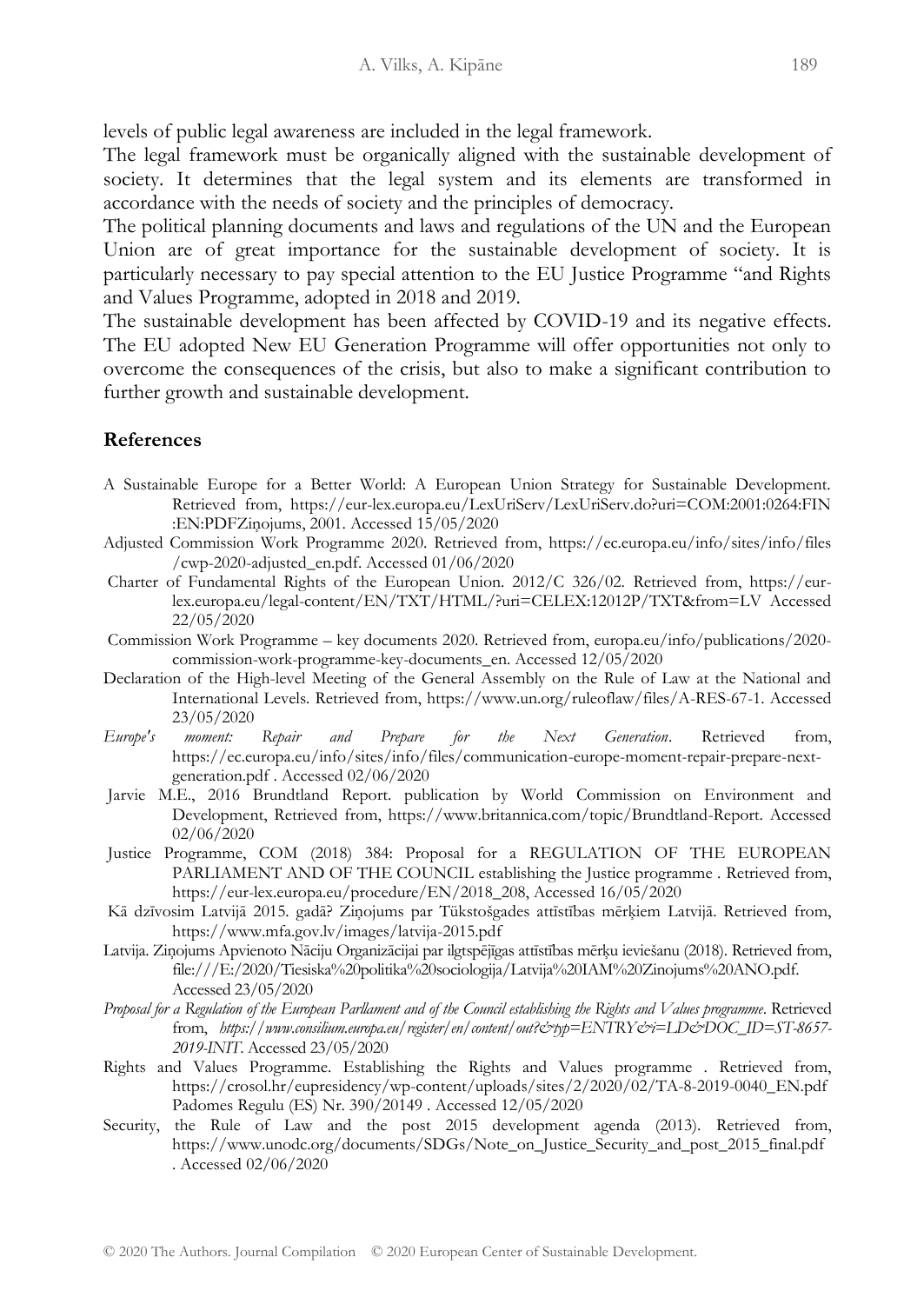levels of public legal awareness are included in the legal framework.

The legal framework must be organically aligned with the sustainable development of society. It determines that the legal system and its elements are transformed in accordance with the needs of society and the principles of democracy.

The political planning documents and laws and regulations of the UN and the European Union are of great importance for the sustainable development of society. It is particularly necessary to pay special attention to the EU Justice Programme "and Rights and Values Programme, adopted in 2018 and 2019.

The sustainable development has been affected by COVID-19 and its negative effects. The EU adopted New EU Generation Programme will offer opportunities not only to overcome the consequences of the crisis, but also to make a significant contribution to further growth and sustainable development.

## References

A Sustainable Europe for a Better World: A European Union Strategy for Sustainable Development. Retrieved from, https://eur-lex.europa.eu/LexUriServ/LexUriServ.do?uri=COM:2001:0264:FIN:EN:PDFZiņojums, 2001. Accessed 15/05/2020

Adjusted Commission Work Programme 2020. Retrieved from, https://ec.europa.eu/info/sites/info/files/cwp-2020-adjusted_en.pdf. Accessed 01/06/2020

Charter of Fundamental Rights of the European Union. 2012/C 326/02. Retrieved from, https://eur-lex.europa.eu/legal-content/EN/TXT/HTML/?uri=CELEX:12012P/TXT&from=LV Accessed 22/05/2020

Commission Work Programme – key documents 2020. Retrieved from, europa.eu/info/publications/2020-commission-work-programme-key-documents_en. Accessed 12/05/2020

Declaration of the High-level Meeting of the General Assembly on the Rule of Law at the National and International Levels. Retrieved from, https://www.un.org/ruleoflaw/files/A-RES-67-1. Accessed 23/05/2020

*Europe's moment: Repair and Prepare for the Next Generation*. Retrieved from, https://ec.europa.eu/info/sites/info/files/communication-europe-moment-repair-prepare-next-generation.pdf . Accessed 02/06/2020

Jarvie M.E., 2016 Brundtland Report. publication by World Commission on Environment and Development, Retrieved from, https://www.britannica.com/topic/Brundtland-Report. Accessed 02/06/2020

Justice Programme, COM (2018) 384: Proposal for a REGULATION OF THE EUROPEAN PARLIAMENT AND OF THE COUNCIL establishing the Justice programme . Retrieved from, https://eur-lex.europa.eu/procedure/EN/2018_208, Accessed 16/05/2020

Kā dzīvosim Latvijā 2015. gadā? Ziņojums par Tūkstošgades attīstības mērķiem Latvijā. Retrieved from, https://www.mfa.gov.lv/images/latvija-2015.pdf

Latvija. Ziņojums Apvienoto Nāciju Organizācijai par ilgtspējīgas attīstības mērķu ieviešanu (2018). Retrieved from, file:///E:/2020/Tiesiska%20politika%20sociologija/Latvija%20IAM%20Zinojums%20ANO.pdf. Accessed 23/05/2020

*Proposal for a Regulation of the European Parllament and of the Council establishing the Rights and Values programme*. Retrieved from, *https://www.consilium.europa.eu/register/en/content/out?&typ=ENTRY&i=LD&DOC_ID=ST-8657-2019-INIT*. Accessed 23/05/2020

Rights and Values Programme. Establishing the Rights and Values programme . Retrieved from, https://crosol.hr/eupresidency/wp-content/uploads/sites/2/2020/02/TA-8-2019-0040_EN.pdf Padomes Regulu (ES) Nr. 390/20149 . Accessed 12/05/2020

Security, the Rule of Law and the post 2015 development agenda (2013). Retrieved from, https://www.unodc.org/documents/SDGs/Note_on_Justice_Security_and_post_2015_final.pdf . Accessed 02/06/2020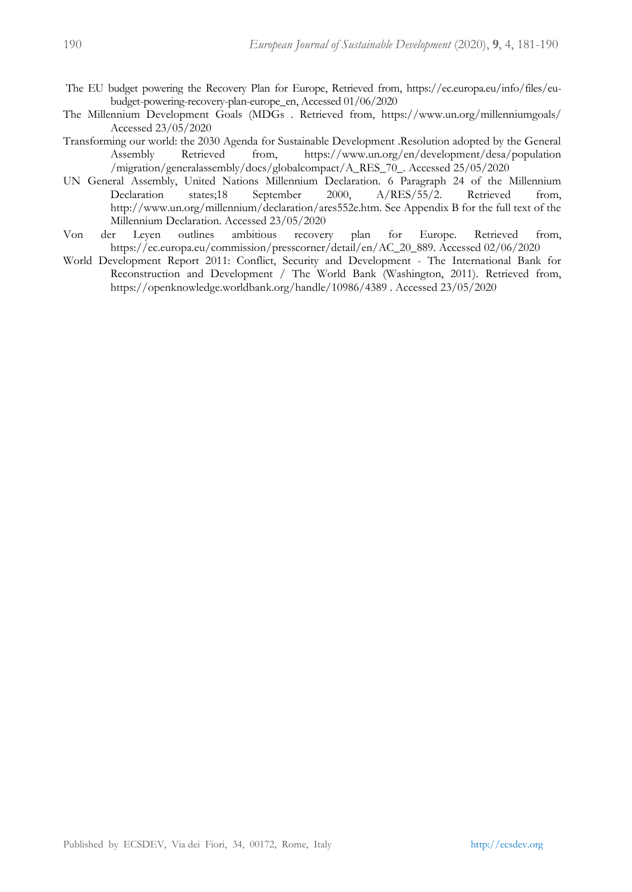The EU budget powering the Recovery Plan for Europe, Retrieved from, https://ec.europa.eu/info/files/eu-budget-powering-recovery-plan-europe_en, Accessed 01/06/2020

The Millennium Development Goals (MDGs . Retrieved from, https://www.un.org/millenniumgoals/ Accessed 23/05/2020

Transforming our world: the 2030 Agenda for Sustainable Development .Resolution adopted by the General Assembly Retrieved from, https://www.un.org/en/development/desa/population /migration/generalassembly/docs/globalcompact/A_RES_70_. Accessed 25/05/2020

UN General Assembly, United Nations Millennium Declaration. 6 Paragraph 24 of the Millennium Declaration states;18 September 2000, A/RES/55/2. Retrieved from, http://www.un.org/millennium/declaration/ares552e.htm. See Appendix B for the full text of the Millennium Declaration. Accessed 23/05/2020

Von der Leyen outlines ambitious recovery plan for Europe. Retrieved from, https://ec.europa.eu/commission/presscorner/detail/en/AC_20_889. Accessed 02/06/2020

World Development Report 2011: Conflict, Security and Development - The International Bank for Reconstruction and Development / The World Bank (Washington, 2011). Retrieved from, https://openknowledge.worldbank.org/handle/10986/4389 . Accessed 23/05/2020